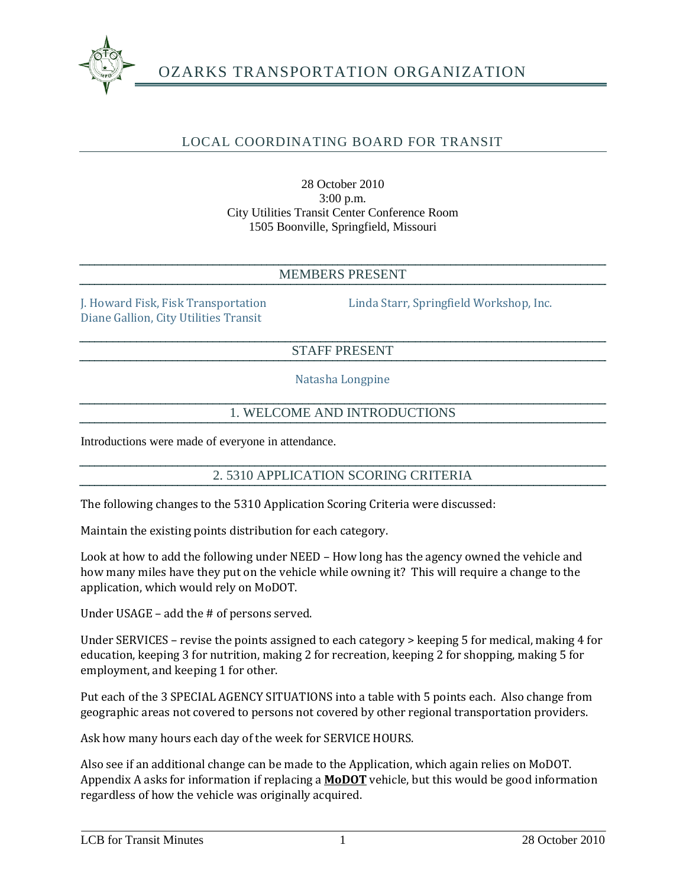# OZARKS TRANSPORTATION ORGANIZATION

## LOCAL COORDINATING BOARD FOR TRANSIT

28 October 2010
3:00 p.m.
City Utilities Transit Center Conference Room
1505 Boonville, Springfield, Missouri

## MEMBERS PRESENT

J. Howard Fisk, Fisk Transportation
Diane Gallion, City Utilities Transit
Linda Starr, Springfield Workshop, Inc.

## STAFF PRESENT

Natasha Longpine

## 1. WELCOME AND INTRODUCTIONS

Introductions were made of everyone in attendance.

## 2. 5310 APPLICATION SCORING CRITERIA

The following changes to the 5310 Application Scoring Criteria were discussed:

Maintain the existing points distribution for each category.

Look at how to add the following under NEED – How long has the agency owned the vehicle and how many miles have they put on the vehicle while owning it? This will require a change to the application, which would rely on MoDOT.

Under USAGE – add the # of persons served.

Under SERVICES – revise the points assigned to each category > keeping 5 for medical, making 4 for education, keeping 3 for nutrition, making 2 for recreation, keeping 2 for shopping, making 5 for employment, and keeping 1 for other.

Put each of the 3 SPECIAL AGENCY SITUATIONS into a table with 5 points each. Also change from geographic areas not covered to persons not covered by other regional transportation providers.

Ask how many hours each day of the week for SERVICE HOURS.

Also see if an additional change can be made to the Application, which again relies on MoDOT. Appendix A asks for information if replacing a **MoDOT** vehicle, but this would be good information regardless of how the vehicle was originally acquired.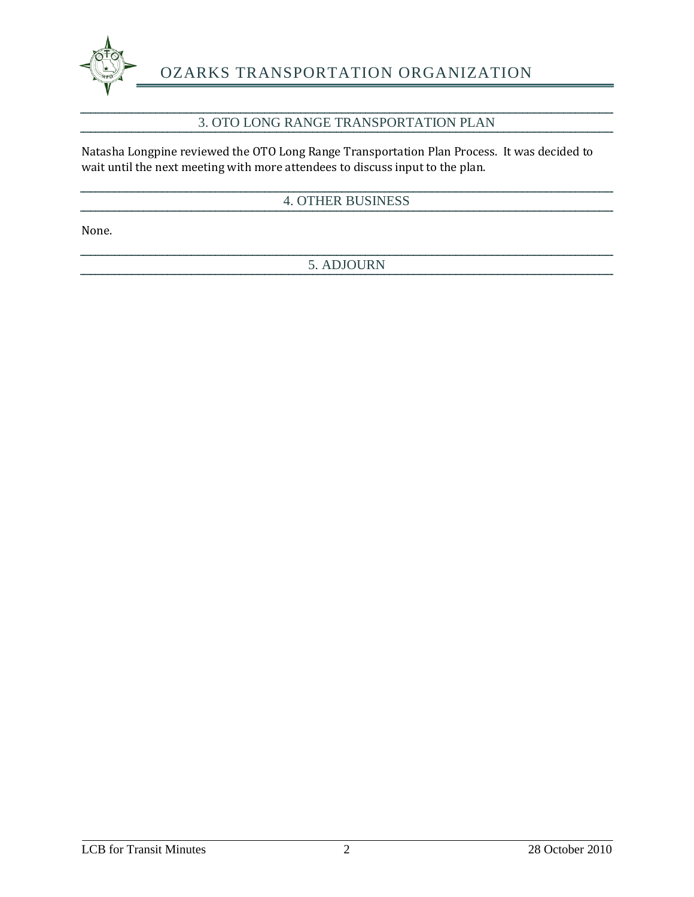## 3. OTO LONG RANGE TRANSPORTATION PLAN

Natasha Longpine reviewed the OTO Long Range Transportation Plan Process. It was decided to wait until the next meeting with more attendees to discuss input to the plan.

## 4. OTHER BUSINESS

None.

## 5. ADJOURN